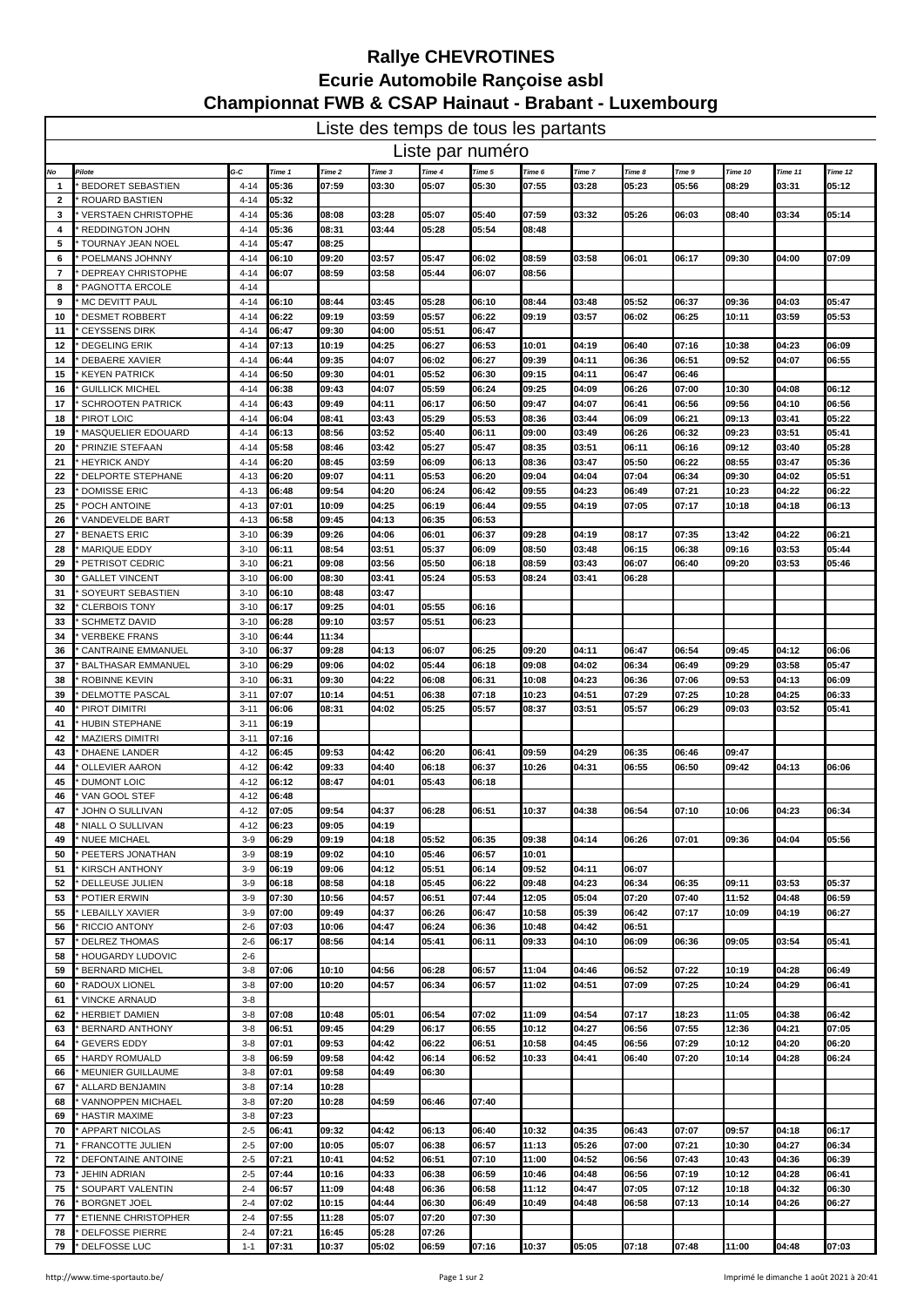# Rallye CHEVROTINES

# Ecurie Automobile Rançoise asbl

# Championnat FWB & CSAP Hainaut - Brabant - Luxembourg

## Liste des temps de tous les partants

### Liste par numéro

| No | Pilote | G-C | Time 1 | Time 2 | Time 3 | Time 4 | Time 5 | Time 6 | Time 7 | Time 8 | Tme 9 | Time 10 | Time 11 | Time 12 |
|---|---|---|---|---|---|---|---|---|---|---|---|---|---|---|
| 1 | * BEDORET SEBASTIEN | 4-14 | 05:36 | 07:59 | 03:30 | 05:07 | 05:30 | 07:55 | 03:28 | 05:23 | 05:56 | 08:29 | 03:31 | 05:12 |
| 2 | * ROUARD BASTIEN | 4-14 | 05:32 | | | | | | | | | | | |
| 3 | * VERSTAEN CHRISTOPHE | 4-14 | 05:36 | 08:08 | 03:28 | 05:07 | 05:40 | 07:59 | 03:32 | 05:26 | 06:03 | 08:40 | 03:34 | 05:14 |
| 4 | * REDDINGTON JOHN | 4-14 | 05:36 | 08:31 | 03:44 | 05:28 | 05:54 | 08:48 | | | | | | |
| 5 | * TOURNAY JEAN NOEL | 4-14 | 05:47 | 08:25 | | | | | | | | | | |
| 6 | * POELMANS JOHNNY | 4-14 | 06:10 | 09:20 | 03:57 | 05:47 | 06:02 | 08:59 | 03:58 | 06:01 | 06:17 | 09:30 | 04:00 | 07:09 |
| 7 | * DEPREAY CHRISTOPHE | 4-14 | 06:07 | 08:59 | 03:58 | 05:44 | 06:07 | 08:56 | | | | | | |
| 8 | * PAGNOTTA ERCOLE | 4-14 | | | | | | | | | | | | |
| 9 | * MC DEVITT PAUL | 4-14 | 06:10 | 08:44 | 03:45 | 05:28 | 06:10 | 08:44 | 03:48 | 05:52 | 06:37 | 09:36 | 04:03 | 05:47 |
| 10 | * DESMET ROBBERT | 4-14 | 06:22 | 09:19 | 03:59 | 05:57 | 06:22 | 09:19 | 03:57 | 06:02 | 06:25 | 10:11 | 03:59 | 05:53 |
| 11 | * CEYSSENS DIRK | 4-14 | 06:47 | 09:30 | 04:00 | 05:51 | 06:47 | | | | | | | |
| 12 | * DEGELING ERIK | 4-14 | 07:13 | 10:19 | 04:25 | 06:27 | 06:53 | 10:01 | 04:19 | 06:40 | 07:16 | 10:38 | 04:23 | 06:09 |
| 14 | * DEBAERE XAVIER | 4-14 | 06:44 | 09:35 | 04:07 | 06:02 | 06:27 | 09:39 | 04:11 | 06:36 | 06:51 | 09:52 | 04:07 | 06:55 |
| 15 | * KEYEN PATRICK | 4-14 | 06:50 | 09:30 | 04:01 | 05:52 | 06:30 | 09:15 | 04:11 | 06:47 | 06:46 | | | |
| 16 | * GUILLICK MICHEL | 4-14 | 06:38 | 09:43 | 04:07 | 05:59 | 06:24 | 09:25 | 04:09 | 06:26 | 07:00 | 10:30 | 04:08 | 06:12 |
| 17 | * SCHROOTEN PATRICK | 4-14 | 06:43 | 09:49 | 04:11 | 06:17 | 06:50 | 09:47 | 04:07 | 06:41 | 06:56 | 09:56 | 04:10 | 06:56 |
| 18 | * PIROT LOIC | 4-14 | 06:04 | 08:41 | 03:43 | 05:29 | 05:53 | 08:36 | 03:44 | 06:09 | 06:21 | 09:13 | 03:41 | 05:22 |
| 19 | * MASQUELIER EDOUARD | 4-14 | 06:13 | 08:56 | 03:52 | 05:40 | 06:11 | 09:00 | 03:49 | 06:26 | 06:32 | 09:23 | 03:51 | 05:41 |
| 20 | * PRINZIE STEFAAN | 4-14 | 05:58 | 08:46 | 03:42 | 05:27 | 05:47 | 08:35 | 03:51 | 06:11 | 06:16 | 09:12 | 03:40 | 05:28 |
| 21 | * HEYRICK ANDY | 4-14 | 06:20 | 08:45 | 03:59 | 06:09 | 06:13 | 08:36 | 03:47 | 05:50 | 06:22 | 08:55 | 03:47 | 05:36 |
| 22 | * DELPORTE STEPHANE | 4-13 | 06:20 | 09:07 | 04:11 | 05:53 | 06:20 | 09:04 | 04:04 | 07:04 | 06:34 | 09:30 | 04:02 | 05:51 |
| 23 | * DOMISSE ERIC | 4-13 | 06:48 | 09:54 | 04:20 | 06:24 | 06:42 | 09:55 | 04:23 | 06:49 | 07:21 | 10:23 | 04:22 | 06:22 |
| 25 | * POCH ANTOINE | 4-13 | 07:01 | 10:09 | 04:25 | 06:19 | 06:44 | 09:55 | 04:19 | 07:05 | 07:17 | 10:18 | 04:18 | 06:13 |
| 26 | * VANDEVELDE BART | 4-13 | 06:58 | 09:45 | 04:13 | 06:35 | 06:53 | | | | | | | |
| 27 | * BENAETS ERIC | 3-10 | 06:39 | 09:26 | 04:06 | 06:01 | 06:37 | 09:28 | 04:19 | 08:17 | 07:35 | 13:42 | 04:22 | 06:21 |
| 28 | * MARIQUE EDDY | 3-10 | 06:11 | 08:54 | 03:51 | 05:37 | 06:09 | 08:50 | 03:48 | 06:15 | 06:38 | 09:16 | 03:53 | 05:44 |
| 29 | * PETRISOT CEDRIC | 3-10 | 06:21 | 09:08 | 03:56 | 05:50 | 06:18 | 08:59 | 03:43 | 06:07 | 06:40 | 09:20 | 03:53 | 05:46 |
| 30 | * GALLET VINCENT | 3-10 | 06:00 | 08:30 | 03:41 | 05:24 | 05:53 | 08:24 | 03:41 | 06:28 | | | | |
| 31 | * SOYEURT SEBASTIEN | 3-10 | 06:10 | 08:48 | 03:47 | | | | | | | | | |
| 32 | * CLERBOIS TONY | 3-10 | 06:17 | 09:25 | 04:01 | 05:55 | 06:16 | | | | | | | |
| 33 | * SCHMETZ DAVID | 3-10 | 06:28 | 09:10 | 03:57 | 05:51 | 06:23 | | | | | | | |
| 34 | * VERBEKE FRANS | 3-10 | 06:44 | 11:34 | | | | | | | | | | |
| 36 | * CANTRAINE EMMANUEL | 3-10 | 06:37 | 09:28 | 04:13 | 06:07 | 06:25 | 09:20 | 04:11 | 06:47 | 06:54 | 09:45 | 04:12 | 06:06 |
| 37 | * BALTHASAR EMMANUEL | 3-10 | 06:29 | 09:06 | 04:02 | 05:44 | 06:18 | 09:08 | 04:02 | 06:34 | 06:49 | 09:29 | 03:58 | 05:47 |
| 38 | * ROBINNE KEVIN | 3-10 | 06:31 | 09:30 | 04:22 | 06:08 | 06:31 | 10:08 | 04:23 | 06:36 | 07:06 | 09:53 | 04:13 | 06:09 |
| 39 | * DELMOTTE PASCAL | 3-11 | 07:07 | 10:14 | 04:51 | 06:38 | 07:18 | 10:23 | 04:51 | 07:29 | 07:25 | 10:28 | 04:25 | 06:33 |
| 40 | * PIROT DIMITRI | 3-11 | 06:06 | 08:31 | 04:02 | 05:25 | 05:57 | 08:37 | 03:51 | 05:57 | 06:29 | 09:03 | 03:52 | 05:41 |
| 41 | * HUBIN STEPHANE | 3-11 | 06:19 | | | | | | | | | | | |
| 42 | * MAZIERS DIMITRI | 3-11 | 07:16 | | | | | | | | | | | |
| 43 | * DHAENE LANDER | 4-12 | 06:45 | 09:53 | 04:42 | 06:20 | 06:41 | 09:59 | 04:29 | 06:35 | 06:46 | 09:47 | | |
| 44 | * OLLEVIER AARON | 4-12 | 06:42 | 09:33 | 04:40 | 06:18 | 06:37 | 10:26 | 04:31 | 06:55 | 06:50 | 09:42 | 04:13 | 06:06 |
| 45 | * DUMONT LOIC | 4-12 | 06:12 | 08:47 | 04:01 | 05:43 | 06:18 | | | | | | | |
| 46 | * VAN GOOL STEF | 4-12 | 06:48 | | | | | | | | | | | |
| 47 | * JOHN O SULLIVAN | 4-12 | 07:05 | 09:54 | 04:37 | 06:28 | 06:51 | 10:37 | 04:38 | 06:54 | 07:10 | 10:06 | 04:23 | 06:34 |
| 48 | * NIALL O SULLIVAN | 4-12 | 06:23 | 09:05 | 04:19 | | | | | | | | | |
| 49 | * NUEE MICHAEL | 3-9 | 06:29 | 09:19 | 04:18 | 05:52 | 06:35 | 09:38 | 04:14 | 06:26 | 07:01 | 09:36 | 04:04 | 05:56 |
| 50 | * PEETERS JONATHAN | 3-9 | 08:19 | 09:02 | 04:10 | 05:46 | 06:57 | 10:01 | | | | | | |
| 51 | * KIRSCH ANTHONY | 3-9 | 06:19 | 09:06 | 04:12 | 05:51 | 06:14 | 09:52 | 04:11 | 06:07 | | | | |
| 52 | * DELLEUSE JULIEN | 3-9 | 06:18 | 08:58 | 04:18 | 05:45 | 06:22 | 09:48 | 04:23 | 06:34 | 06:35 | 09:11 | 03:53 | 05:37 |
| 53 | * POTIER ERWIN | 3-9 | 07:30 | 10:56 | 04:57 | 06:51 | 07:44 | 12:05 | 05:04 | 07:20 | 07:40 | 11:52 | 04:48 | 06:59 |
| 55 | * LEBAILLY XAVIER | 3-9 | 07:00 | 09:49 | 04:37 | 06:26 | 06:47 | 10:58 | 05:39 | 06:42 | 07:17 | 10:09 | 04:19 | 06:27 |
| 56 | * RICCIO ANTONY | 2-6 | 07:03 | 10:06 | 04:47 | 06:24 | 06:36 | 10:48 | 04:42 | 06:51 | | | | |
| 57 | * DELREZ THOMAS | 2-6 | 06:17 | 08:56 | 04:14 | 05:41 | 06:11 | 09:33 | 04:10 | 06:09 | 06:36 | 09:05 | 03:54 | 05:41 |
| 58 | * HOUGARDY LUDOVIC | 2-6 | | | | | | | | | | | | |
| 59 | * BERNARD MICHEL | 3-8 | 07:06 | 10:10 | 04:56 | 06:28 | 06:57 | 11:04 | 04:46 | 06:52 | 07:22 | 10:19 | 04:28 | 06:49 |
| 60 | * RADOUX LIONEL | 3-8 | 07:00 | 10:20 | 04:57 | 06:34 | 06:57 | 11:02 | 04:51 | 07:09 | 07:25 | 10:24 | 04:29 | 06:41 |
| 61 | * VINCKE ARNAUD | 3-8 | | | | | | | | | | | | |
| 62 | * HERBIET DAMIEN | 3-8 | 07:08 | 10:48 | 05:01 | 06:54 | 07:02 | 11:09 | 04:54 | 07:17 | 18:23 | 11:05 | 04:38 | 06:42 |
| 63 | * BERNARD ANTHONY | 3-8 | 06:51 | 09:45 | 04:29 | 06:17 | 06:55 | 10:12 | 04:27 | 06:56 | 07:55 | 12:36 | 04:21 | 07:05 |
| 64 | * GEVERS EDDY | 3-8 | 07:01 | 09:53 | 04:42 | 06:22 | 06:51 | 10:58 | 04:45 | 06:56 | 07:29 | 10:12 | 04:20 | 06:20 |
| 65 | * HARDY ROMUALD | 3-8 | 06:59 | 09:58 | 04:42 | 06:14 | 06:52 | 10:33 | 04:41 | 06:40 | 07:20 | 10:14 | 04:28 | 06:24 |
| 66 | * MEUNIER GUILLAUME | 3-8 | 07:01 | 09:58 | 04:49 | 06:30 | | | | | | | | |
| 67 | * ALLARD BENJAMIN | 3-8 | 07:14 | 10:28 | | | | | | | | | | |
| 68 | * VANNOPPEN MICHAEL | 3-8 | 07:20 | 10:28 | 04:59 | 06:46 | 07:40 | | | | | | | |
| 69 | * HASTIR MAXIME | 3-8 | 07:23 | | | | | | | | | | | |
| 70 | * APPART NICOLAS | 2-5 | 06:41 | 09:32 | 04:42 | 06:13 | 06:40 | 10:32 | 04:35 | 06:43 | 07:07 | 09:57 | 04:18 | 06:17 |
| 71 | * FRANCOTTE JULIEN | 2-5 | 07:00 | 10:05 | 05:07 | 06:38 | 06:57 | 11:13 | 05:26 | 07:00 | 07:21 | 10:30 | 04:27 | 06:34 |
| 72 | * DEFONTAINE ANTOINE | 2-5 | 07:21 | 10:41 | 04:52 | 06:51 | 07:10 | 11:00 | 04:52 | 06:56 | 07:43 | 10:43 | 04:36 | 06:39 |
| 73 | * JEHIN ADRIAN | 2-5 | 07:44 | 10:16 | 04:33 | 06:38 | 06:59 | 10:46 | 04:48 | 06:56 | 07:19 | 10:12 | 04:28 | 06:41 |
| 75 | * SOUPART VALENTIN | 2-4 | 06:57 | 11:09 | 04:48 | 06:36 | 06:58 | 11:12 | 04:47 | 07:05 | 07:12 | 10:18 | 04:32 | 06:30 |
| 76 | * BORGNET JOEL | 2-4 | 07:02 | 10:15 | 04:44 | 06:30 | 06:49 | 10:49 | 04:48 | 06:58 | 07:13 | 10:14 | 04:26 | 06:27 |
| 77 | * ETIENNE CHRISTOPHER | 2-4 | 07:55 | 11:28 | 05:07 | 07:20 | 07:30 | | | | | | | |
| 78 | * DELFOSSE PIERRE | 2-4 | 07:21 | 16:45 | 05:28 | 07:26 | | | | | | | | |
| 79 | * DELFOSSE LUC | 1-1 | 07:31 | 10:37 | 05:02 | 06:59 | 07:16 | 10:37 | 05:05 | 07:18 | 07:48 | 11:00 | 04:48 | 07:03 |

http://www.time-sportauto.be/

Imprimé le dimanche 1 août 2021 à 20:41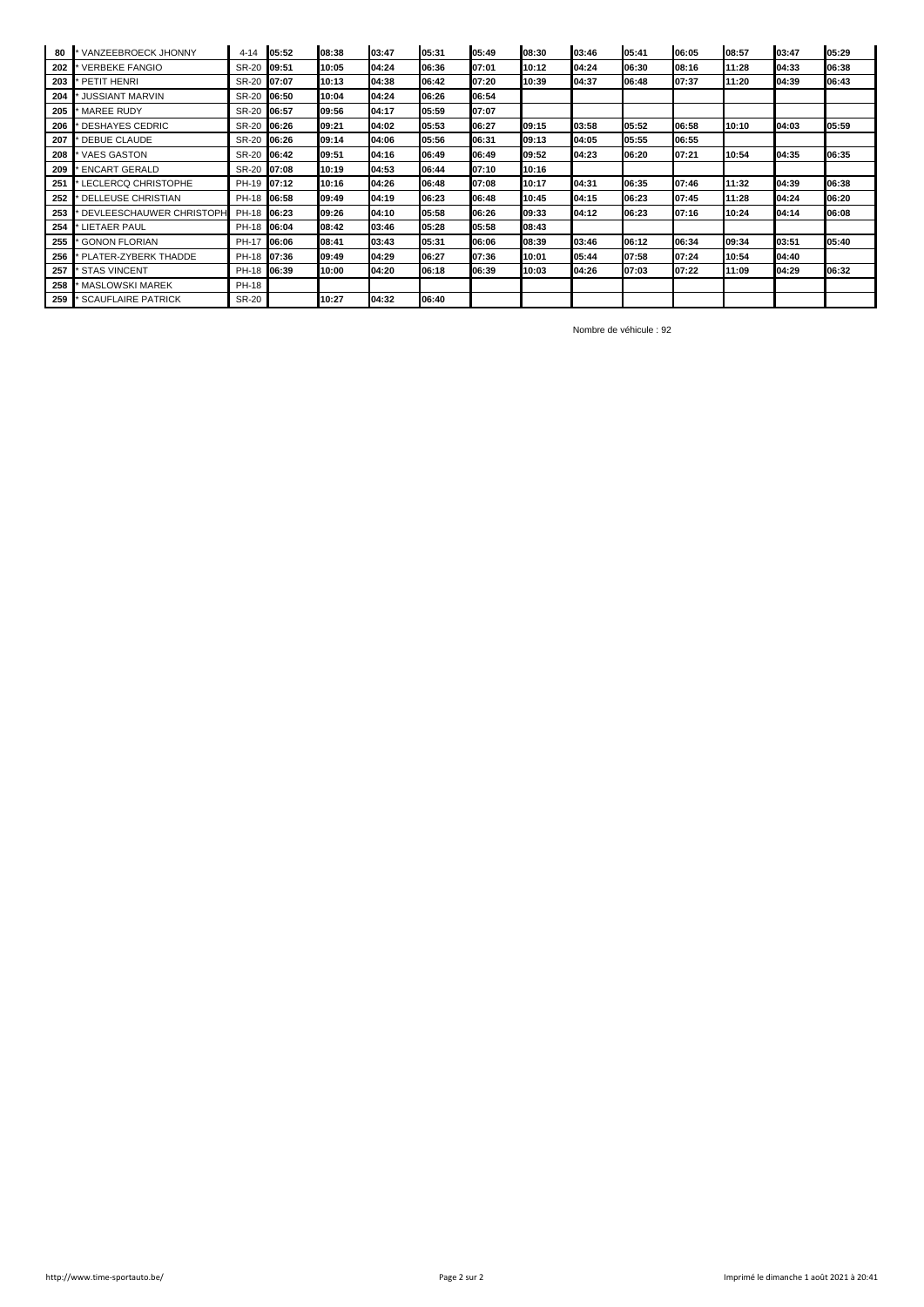| | | | | | | | | | | | | | | |
|---|---|---|---|---|---|---|---|---|---|---|---|---|---|---|
| 80 | * VANZEEBROECK JHONNY | 4-14 | 05:52 | 08:38 | 03:47 | 05:31 | 05:49 | 08:30 | 03:46 | 05:41 | 06:05 | 08:57 | 03:47 | 05:29 |
| 202 | * VERBEKE FANGIO | SR-20 | 09:51 | 10:05 | 04:24 | 06:36 | 07:01 | 10:12 | 04:24 | 06:30 | 08:16 | 11:28 | 04:33 | 06:38 |
| 203 | * PETIT HENRI | SR-20 | 07:07 | 10:13 | 04:38 | 06:42 | 07:20 | 10:39 | 04:37 | 06:48 | 07:37 | 11:20 | 04:39 | 06:43 |
| 204 | * JUSSIANT MARVIN | SR-20 | 06:50 | 10:04 | 04:24 | 06:26 | 06:54 | | | | | | | |
| 205 | * MAREE RUDY | SR-20 | 06:57 | 09:56 | 04:17 | 05:59 | 07:07 | | | | | | | |
| 206 | * DESHAYES CEDRIC | SR-20 | 06:26 | 09:21 | 04:02 | 05:53 | 06:27 | 09:15 | 03:58 | 05:52 | 06:58 | 10:10 | 04:03 | 05:59 |
| 207 | * DEBUE CLAUDE | SR-20 | 06:26 | 09:14 | 04:06 | 05:56 | 06:31 | 09:13 | 04:05 | 05:55 | 06:55 | | | |
| 208 | * VAES GASTON | SR-20 | 06:42 | 09:51 | 04:16 | 06:49 | 06:49 | 09:52 | 04:23 | 06:20 | 07:21 | 10:54 | 04:35 | 06:35 |
| 209 | * ENCART GERALD | SR-20 | 07:08 | 10:19 | 04:53 | 06:44 | 07:10 | 10:16 | | | | | | |
| 251 | * LECLERCQ CHRISTOPHE | PH-19 | 07:12 | 10:16 | 04:26 | 06:48 | 07:08 | 10:17 | 04:31 | 06:35 | 07:46 | 11:32 | 04:39 | 06:38 |
| 252 | * DELLEUSE CHRISTIAN | PH-18 | 06:58 | 09:49 | 04:19 | 06:23 | 06:48 | 10:45 | 04:15 | 06:23 | 07:45 | 11:28 | 04:24 | 06:20 |
| 253 | * DEVLEESCHAUWER CHRISTOPH | PH-18 | 06:23 | 09:26 | 04:10 | 05:58 | 06:26 | 09:33 | 04:12 | 06:23 | 07:16 | 10:24 | 04:14 | 06:08 |
| 254 | * LIETAER PAUL | PH-18 | 06:04 | 08:42 | 03:46 | 05:28 | 05:58 | 08:43 | | | | | | |
| 255 | * GONON FLORIAN | PH-17 | 06:06 | 08:41 | 03:43 | 05:31 | 06:06 | 08:39 | 03:46 | 06:12 | 06:34 | 09:34 | 03:51 | 05:40 |
| 256 | * PLATER-ZYBERK THADDE | PH-18 | 07:36 | 09:49 | 04:29 | 06:27 | 07:36 | 10:01 | 05:44 | 07:58 | 07:24 | 10:54 | 04:40 | |
| 257 | * STAS VINCENT | PH-18 | 06:39 | 10:00 | 04:20 | 06:18 | 06:39 | 10:03 | 04:26 | 07:03 | 07:22 | 11:09 | 04:29 | 06:32 |
| 258 | * MASLOWSKI MAREK | PH-18 | | | | | | | | | | | | |
| 259 | * SCAUFLAIRE PATRICK | SR-20 | | 10:27 | 04:32 | 06:40 | | | | | | | | |

Nombre de véhicule : 92

http://www.time-sportauto.be/

Imprimé le dimanche 1 août 2021 à 20:41